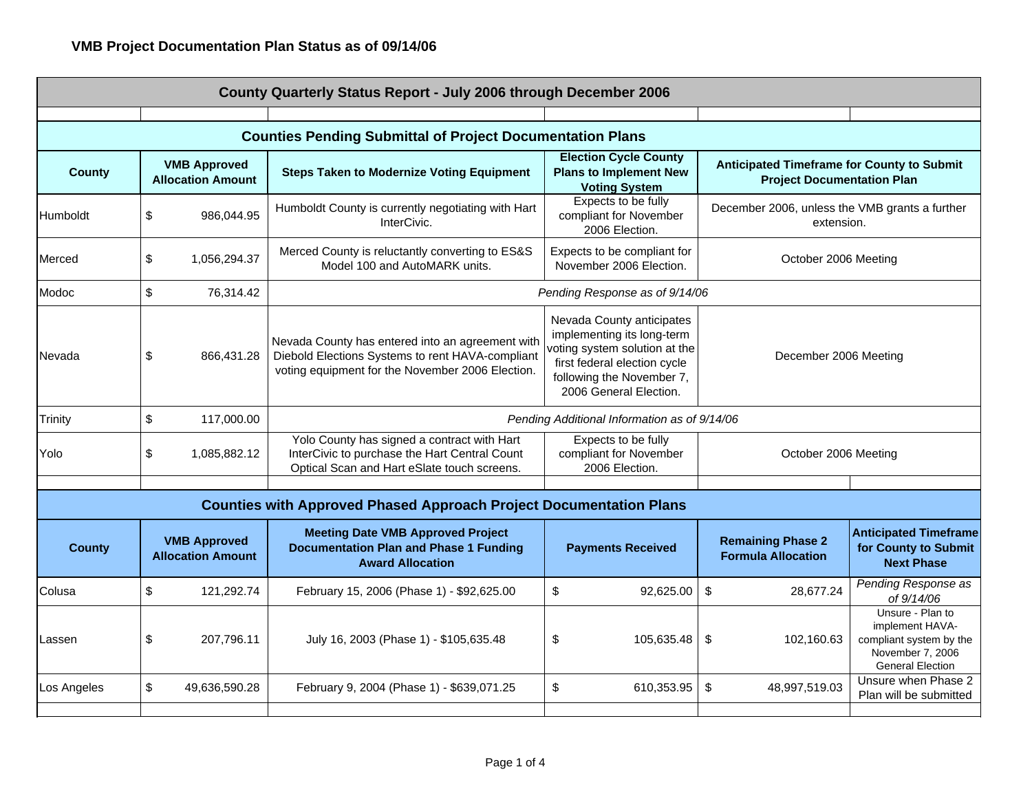## VMB Project Documentation Plan Status as of 09/14/06

### County Quarterly Status Report - July 2006 through December 2006

#### Counties Pending Submittal of Project Documentation Plans

| County | VMB Approved Allocation Amount | Steps Taken to Modernize Voting Equipment | Election Cycle County Plans to Implement New Voting System | Anticipated Timeframe for County to Submit Project Documentation Plan |
|---|---|---|---|---|
| Humboldt | $ 986,044.95 | Humboldt County is currently negotiating with Hart InterCivic. | Expects to be fully compliant for November 2006 Election. | December 2006, unless the VMB grants a further extension. |
| Merced | $ 1,056,294.37 | Merced County is reluctantly converting to ES&S Model 100 and AutoMARK units. | Expects to be compliant for November 2006 Election. | October 2006 Meeting |
| Modoc | $ 76,314.42 | *Pending Response as of 9/14/06* | | |
| Nevada | $ 866,431.28 | Nevada County has entered into an agreement with Diebold Elections Systems to rent HAVA-compliant voting equipment for the November 2006 Election. | Nevada County anticipates implementing its long-term voting system solution at the first federal election cycle following the November 7, 2006 General Election. | December 2006 Meeting |
| Trinity | $ 117,000.00 | *Pending Additional Information as of 9/14/06* | | |
| Yolo | $ 1,085,882.12 | Yolo County has signed a contract with Hart InterCivic to purchase the Hart Central Count Optical Scan and Hart eSlate touch screens. | Expects to be fully compliant for November 2006 Election. | October 2006 Meeting |

#### Counties with Approved Phased Approach Project Documentation Plans

| County | VMB Approved Allocation Amount | Meeting Date VMB Approved Project Documentation Plan and Phase 1 Funding Award Allocation | Payments Received | Remaining Phase 2 Formula Allocation | Anticipated Timeframe for County to Submit Next Phase |
|---|---|---|---|---|---|
| Colusa | $ 121,292.74 | February 15, 2006 (Phase 1) - $92,625.00 | $ 92,625.00 | $ 28,677.24 | *Pending Response as of 9/14/06* |
| Lassen | $ 207,796.11 | July 16, 2003 (Phase 1) - $105,635.48 | $ 105,635.48 | $ 102,160.63 | Unsure - Plan to implement HAVA-compliant system by the November 7, 2006 General Election |
| Los Angeles | $ 49,636,590.28 | February 9, 2004 (Phase 1) - $639,071.25 | $ 610,353.95 | $ 48,997,519.03 | Unsure when Phase 2 Plan will be submitted |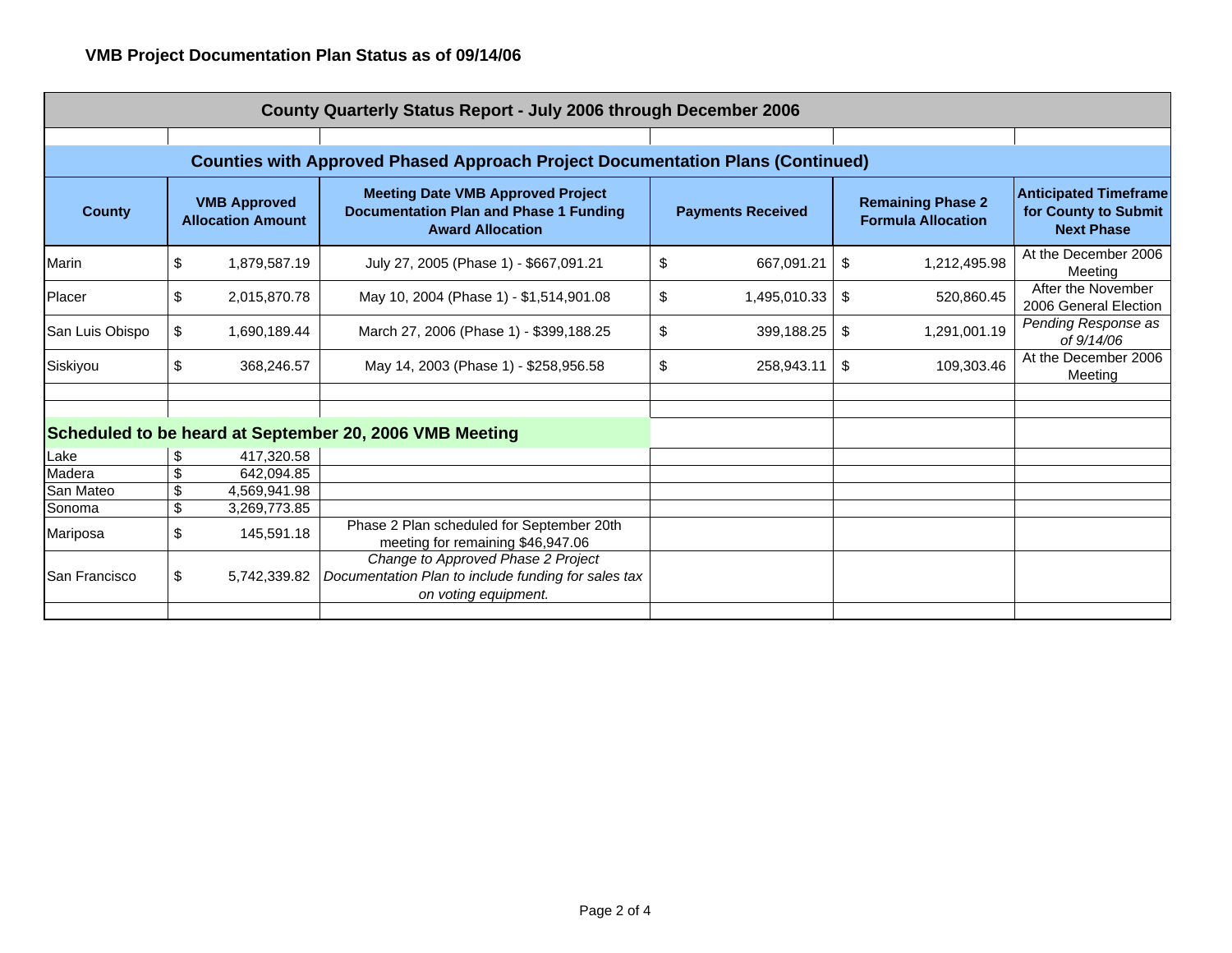## VMB Project Documentation Plan Status as of 09/14/06

| County Quarterly Status Report - July 2006 through December 2006 | | | | | |
|---|---|---|---|---|---|
| **Counties with Approved Phased Approach Project Documentation Plans (Continued)** | | | | | |
| **County** | **VMB Approved Allocation Amount** | **Meeting Date VMB Approved Project Documentation Plan and Phase 1 Funding Award Allocation** | **Payments Received** | **Remaining Phase 2 Formula Allocation** | **Anticipated Timeframe for County to Submit Next Phase** |
| Marin | $ 1,879,587.19 | July 27, 2005 (Phase 1) - $667,091.21 | $ 667,091.21 | $ 1,212,495.98 | At the December 2006 Meeting |
| Placer | $ 2,015,870.78 | May 10, 2004 (Phase 1) - $1,514,901.08 | $ 1,495,010.33 | $ 520,860.45 | After the November 2006 General Election |
| San Luis Obispo | $ 1,690,189.44 | March 27, 2006 (Phase 1) - $399,188.25 | $ 399,188.25 | $ 1,291,001.19 | *Pending Response as of 9/14/06* |
| Siskiyou | $ 368,246.57 | May 14, 2003 (Phase 1) - $258,956.58 | $ 258,943.11 | $ 109,303.46 | At the December 2006 Meeting |
| | | | | | |
| **Scheduled to be heard at September 20, 2006 VMB Meeting** | | | | | |
| Lake | $ 417,320.58 | | | | |
| Madera | $ 642,094.85 | | | | |
| San Mateo | $ 4,569,941.98 | | | | |
| Sonoma | $ 3,269,773.85 | | | | |
| Mariposa | $ 145,591.18 | Phase 2 Plan scheduled for September 20th meeting for remaining $46,947.06 | | | |
| San Francisco | $ 5,742,339.82 | *Change to Approved Phase 2 Project Documentation Plan to include funding for sales tax on voting equipment.* | | | |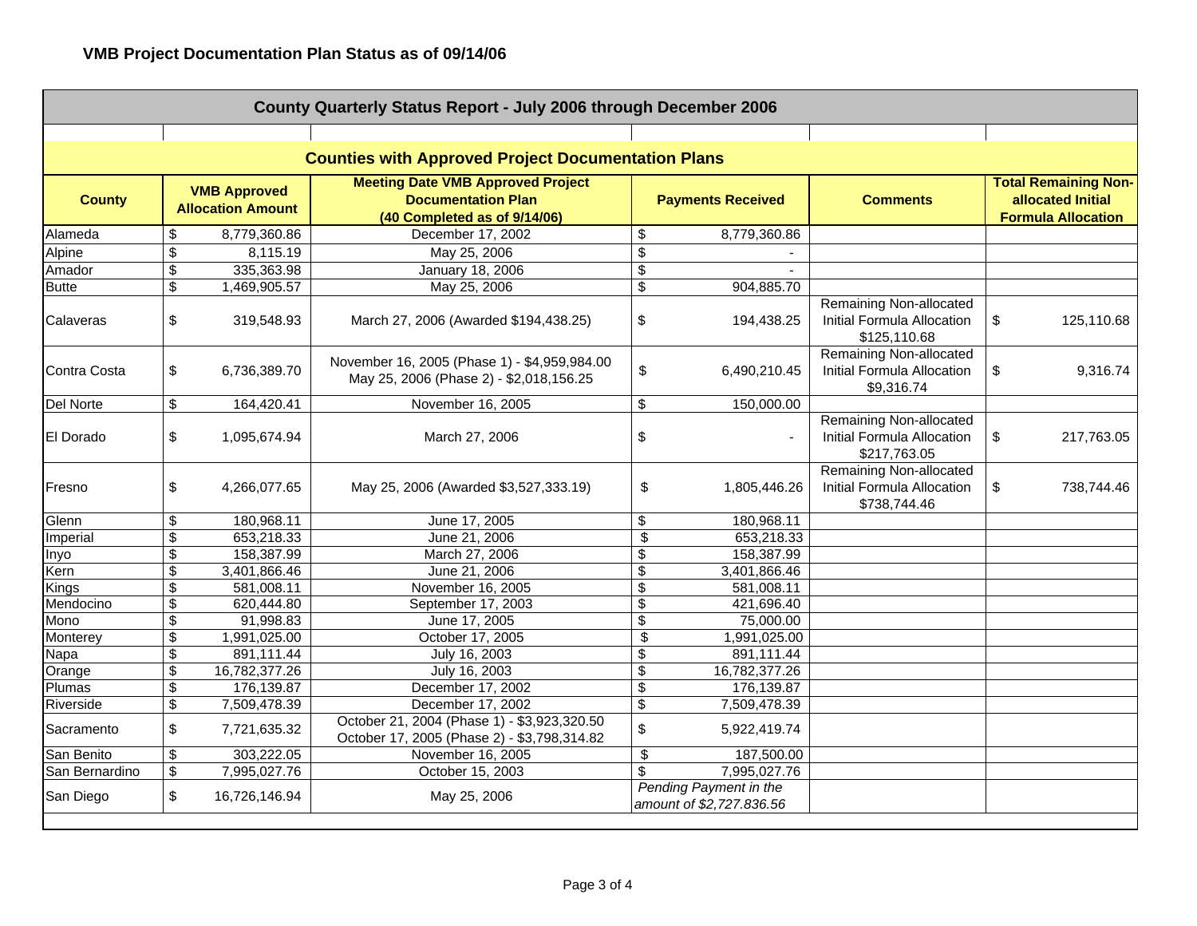## VMB Project Documentation Plan Status as of 09/14/06

| County Quarterly Status Report - July 2006 through December 2006 | | | | | |
|---|---|---|---|---|---|
| **Counties with Approved Project Documentation Plans** | | | | | |
| **County** | **VMB Approved Allocation Amount** | **Meeting Date VMB Approved Project Documentation Plan (40 Completed as of 9/14/06)** | **Payments Received** | **Comments** | **Total Remaining Non-allocated Initial Formula Allocation** |
| Alameda | $ 8,779,360.86 | December 17, 2002 | $ 8,779,360.86 | | |
| Alpine | $ 8,115.19 | May 25, 2006 | $ - | | |
| Amador | $ 335,363.98 | January 18, 2006 | $ - | | |
| Butte | $ 1,469,905.57 | May 25, 2006 | $ 904,885.70 | | |
| Calaveras | $ 319,548.93 | March 27, 2006 (Awarded $194,438.25) | $ 194,438.25 | Remaining Non-allocated Initial Formula Allocation $125,110.68 | $ 125,110.68 |
| Contra Costa | $ 6,736,389.70 | November 16, 2005 (Phase 1) - $4,959,984.00<br>May 25, 2006 (Phase 2) - $2,018,156.25 | $ 6,490,210.45 | Remaining Non-allocated Initial Formula Allocation $9,316.74 | $ 9,316.74 |
| Del Norte | $ 164,420.41 | November 16, 2005 | $ 150,000.00 | | |
| El Dorado | $ 1,095,674.94 | March 27, 2006 | $ - | Remaining Non-allocated Initial Formula Allocation $217,763.05 | $ 217,763.05 |
| Fresno | $ 4,266,077.65 | May 25, 2006 (Awarded $3,527,333.19) | $ 1,805,446.26 | Remaining Non-allocated Initial Formula Allocation $738,744.46 | $ 738,744.46 |
| Glenn | $ 180,968.11 | June 17, 2005 | $ 180,968.11 | | |
| Imperial | $ 653,218.33 | June 21, 2006 | $ 653,218.33 | | |
| Inyo | $ 158,387.99 | March 27, 2006 | $ 158,387.99 | | |
| Kern | $ 3,401,866.46 | June 21, 2006 | $ 3,401,866.46 | | |
| Kings | $ 581,008.11 | November 16, 2005 | $ 581,008.11 | | |
| Mendocino | $ 620,444.80 | September 17, 2003 | $ 421,696.40 | | |
| Mono | $ 91,998.83 | June 17, 2005 | $ 75,000.00 | | |
| Monterey | $ 1,991,025.00 | October 17, 2005 | $ 1,991,025.00 | | |
| Napa | $ 891,111.44 | July 16, 2003 | $ 891,111.44 | | |
| Orange | $ 16,782,377.26 | July 16, 2003 | $ 16,782,377.26 | | |
| Plumas | $ 176,139.87 | December 17, 2002 | $ 176,139.87 | | |
| Riverside | $ 7,509,478.39 | December 17, 2002 | $ 7,509,478.39 | | |
| Sacramento | $ 7,721,635.32 | October 21, 2004 (Phase 1) - $3,923,320.50<br>October 17, 2005 (Phase 2) - $3,798,314.82 | $ 5,922,419.74 | | |
| San Benito | $ 303,222.05 | November 16, 2005 | $ 187,500.00 | | |
| San Bernardino | $ 7,995,027.76 | October 15, 2003 | $ 7,995,027.76 | | |
| San Diego | $ 16,726,146.94 | May 25, 2006 | *Pending Payment in the amount of $2,727,836.56* | | |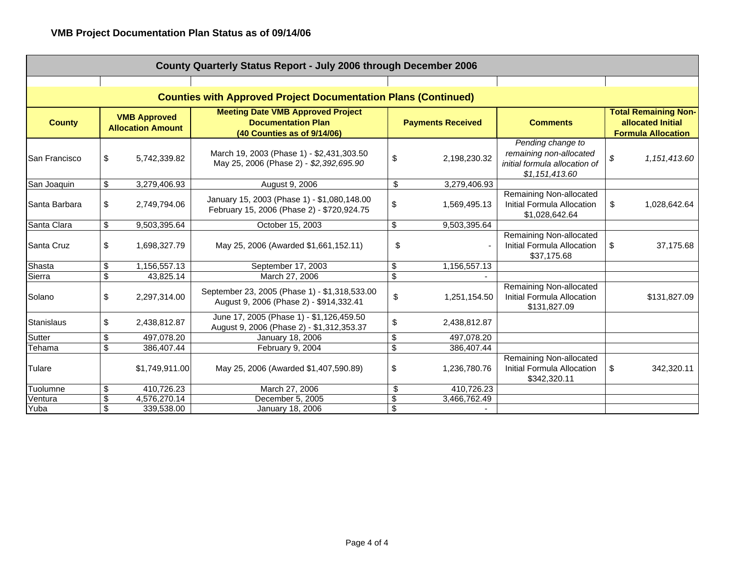## VMB Project Documentation Plan Status as of 09/14/06

| County Quarterly Status Report - July 2006 through December 2006 | | | | | |
|---|---|---|---|---|---|
| **Counties with Approved Project Documentation Plans (Continued)** | | | | | |
| **County** | **VMB Approved Allocation Amount** | **Meeting Date VMB Approved Project Documentation Plan (40 Counties as of 9/14/06)** | **Payments Received** | **Comments** | **Total Remaining Non-allocated Initial Formula Allocation** |
| San Francisco | $ 5,742,339.82 | March 19, 2003 (Phase 1) - $2,431,303.50<br>May 25, 2006 (Phase 2) - *$2,392,695.90* | $ 2,198,230.32 | *Pending change to remaining non-allocated initial formula allocation of $1,151,413.60* | *$ 1,151,413.60* |
| San Joaquin | $ 3,279,406.93 | August 9, 2006 | $ 3,279,406.93 | | |
| Santa Barbara | $ 2,749,794.06 | January 15, 2003 (Phase 1) - $1,080,148.00<br>February 15, 2006 (Phase 2) - $720,924.75 | $ 1,569,495.13 | Remaining Non-allocated Initial Formula Allocation $1,028,642.64 | $ 1,028,642.64 |
| Santa Clara | $ 9,503,395.64 | October 15, 2003 | $ 9,503,395.64 | | |
| Santa Cruz | $ 1,698,327.79 | May 25, 2006 (Awarded $1,661,152.11) | $ - | Remaining Non-allocated Initial Formula Allocation $37,175.68 | $ 37,175.68 |
| Shasta | $ 1,156,557.13 | September 17, 2003 | $ 1,156,557.13 | | |
| Sierra | $ 43,825.14 | March 27, 2006 | $ - | | |
| Solano | $ 2,297,314.00 | September 23, 2005 (Phase 1) - $1,318,533.00<br>August 9, 2006 (Phase 2) - $914,332.41 | $ 1,251,154.50 | Remaining Non-allocated Initial Formula Allocation $131,827.09 | $131,827.09 |
| Stanislaus | $ 2,438,812.87 | June 17, 2005 (Phase 1) - $1,126,459.50<br>August 9, 2006 (Phase 2) - $1,312,353.37 | $ 2,438,812.87 | | |
| Sutter | $ 497,078.20 | January 18, 2006 | $ 497,078.20 | | |
| Tehama | $ 386,407.44 | February 9, 2004 | $ 386,407.44 | | |
| Tulare | $1,749,911.00 | May 25, 2006 (Awarded $1,407,590.89) | $ 1,236,780.76 | Remaining Non-allocated Initial Formula Allocation $342,320.11 | $ 342,320.11 |
| Tuolumne | $ 410,726.23 | March 27, 2006 | $ 410,726.23 | | |
| Ventura | $ 4,576,270.14 | December 5, 2005 | $ 3,466,762.49 | | |
| Yuba | $ 339,538.00 | January 18, 2006 | $ - | | |